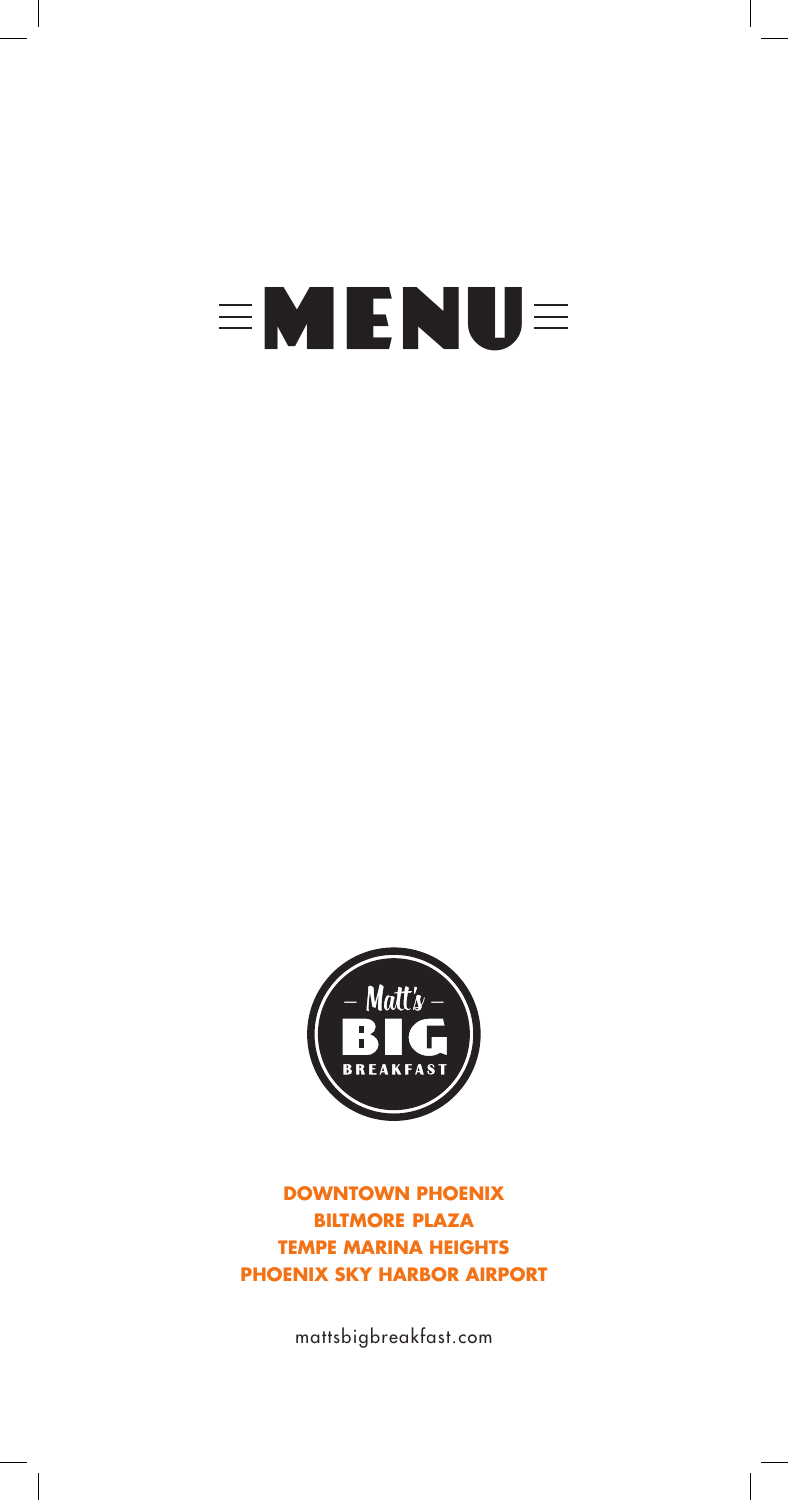# MENU

Matt's BIG BREAKFAST

**DOWNTOWN PHOENIX**
**BILTMORE PLAZA**
**TEMPE MARINA HEIGHTS**
**PHOENIX SKY HARBOR AIRPORT**

mattsbigbreakfast.com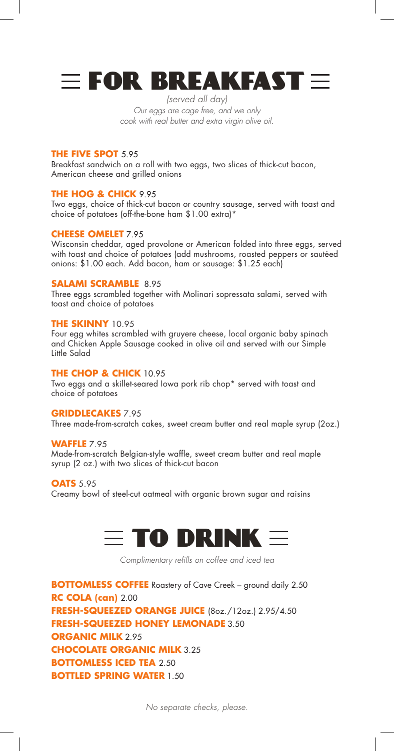# FOR BREAKFAST

*(served all day)*
*Our eggs are cage free, and we only cook with real butter and extra virgin olive oil.*

**THE FIVE SPOT** 5.95
Breakfast sandwich on a roll with two eggs, two slices of thick-cut bacon, American cheese and grilled onions

**THE HOG & CHICK** 9.95
Two eggs, choice of thick-cut bacon or country sausage, served with toast and choice of potatoes (off-the-bone ham $1.00 extra)*

**CHEESE OMELET** 7.95
Wisconsin cheddar, aged provolone or American folded into three eggs, served with toast and choice of potatoes (add mushrooms, roasted peppers or sautéed onions: $1.00 each. Add bacon, ham or sausage: $1.25 each)

**SALAMI SCRAMBLE** 8.95
Three eggs scrambled together with Molinari sopressata salami, served with toast and choice of potatoes

**THE SKINNY** 10.95
Four egg whites scrambled with gruyere cheese, local organic baby spinach and Chicken Apple Sausage cooked in olive oil and served with our Simple Little Salad

**THE CHOP & CHICK** 10.95
Two eggs and a skillet-seared Iowa pork rib chop* served with toast and choice of potatoes

**GRIDDLECAKES** 7.95
Three made-from-scratch cakes, sweet cream butter and real maple syrup (2oz.)

**WAFFLE** 7.95
Made-from-scratch Belgian-style waffle, sweet cream butter and real maple syrup (2 oz.) with two slices of thick-cut bacon

**OATS** 5.95
Creamy bowl of steel-cut oatmeal with organic brown sugar and raisins

# TO DRINK

*Complimentary refills on coffee and iced tea*

**BOTTOMLESS COFFEE** Roastery of Cave Creek – ground daily 2.50
**RC COLA (can)** 2.00
**FRESH-SQUEEZED ORANGE JUICE** (8oz./12oz.) 2.95/4.50
**FRESH-SQUEEZED HONEY LEMONADE** 3.50
**ORGANIC MILK** 2.95
**CHOCOLATE ORGANIC MILK** 3.25
**BOTTOMLESS ICED TEA** 2.50
**BOTTLED SPRING WATER** 1.50

*No separate checks, please.*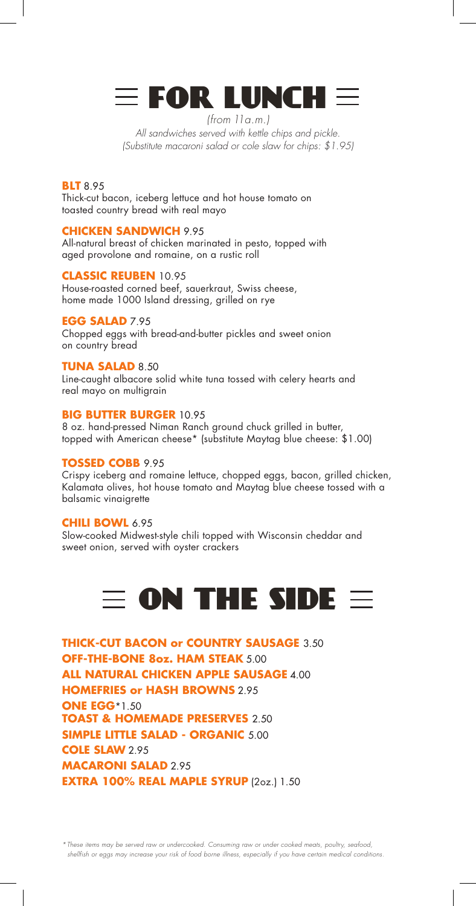# FOR LUNCH

*(from 11a.m.)*

*All sandwiches served with kettle chips and pickle.*
*(Substitute macaroni salad or cole slaw for chips: $1.95)*

**BLT** 8.95
Thick-cut bacon, iceberg lettuce and hot house tomato on toasted country bread with real mayo

**CHICKEN SANDWICH** 9.95
All-natural breast of chicken marinated in pesto, topped with aged provolone and romaine, on a rustic roll

**CLASSIC REUBEN** 10.95
House-roasted corned beef, sauerkraut, Swiss cheese, home made 1000 Island dressing, grilled on rye

**EGG SALAD** 7.95
Chopped eggs with bread-and-butter pickles and sweet onion on country bread

**TUNA SALAD** 8.50
Line-caught albacore solid white tuna tossed with celery hearts and real mayo on multigrain

**BIG BUTTER BURGER** 10.95
8 oz. hand-pressed Niman Ranch ground chuck grilled in butter, topped with American cheese* (substitute Maytag blue cheese: $1.00)

**TOSSED COBB** 9.95
Crispy iceberg and romaine lettuce, chopped eggs, bacon, grilled chicken, Kalamata olives, hot house tomato and Maytag blue cheese tossed with a balsamic vinaigrette

**CHILI BOWL** 6.95
Slow-cooked Midwest-style chili topped with Wisconsin cheddar and sweet onion, served with oyster crackers

# ON THE SIDE

**THICK-CUT BACON or COUNTRY SAUSAGE** 3.50
**OFF-THE-BONE 8oz. HAM STEAK** 5.00
**ALL NATURAL CHICKEN APPLE SAUSAGE** 4.00
**HOMEFRIES or HASH BROWNS** 2.95
**ONE EGG*** 1.50
**TOAST & HOMEMADE PRESERVES** 2.50
**SIMPLE LITTLE SALAD - ORGANIC** 5.00
**COLE SLAW** 2.95
**MACARONI SALAD** 2.95
**EXTRA 100% REAL MAPLE SYRUP** (2oz.) 1.50

*\* These items may be served raw or undercooked. Consuming raw or under cooked meats, poultry, seafood, shellfish or eggs may increase your risk of food borne illness, especially if you have certain medical conditions.*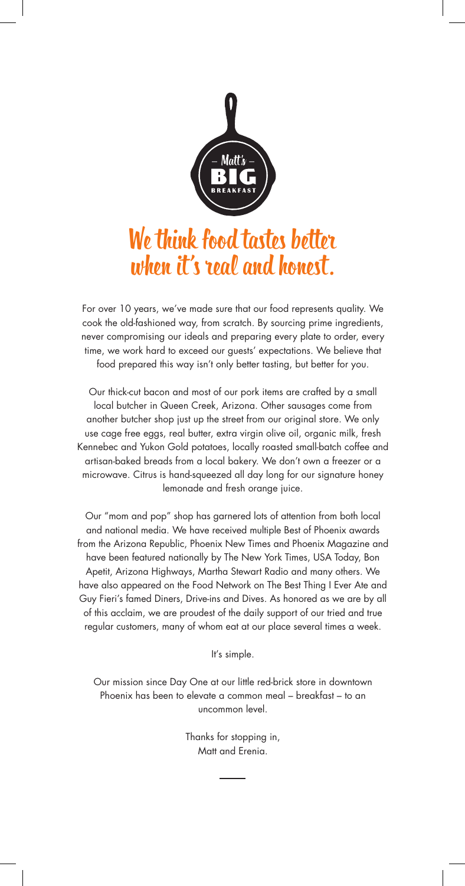– Matt's –

BIG

BREAKFAST

# We think food tastes better when it's real and honest.

For over 10 years, we've made sure that our food represents quality. We cook the old-fashioned way, from scratch. By sourcing prime ingredients, never compromising our ideals and preparing every plate to order, every time, we work hard to exceed our guests' expectations. We believe that food prepared this way isn't only better tasting, but better for you.

Our thick-cut bacon and most of our pork items are crafted by a small local butcher in Queen Creek, Arizona. Other sausages come from another butcher shop just up the street from our original store. We only use cage free eggs, real butter, extra virgin olive oil, organic milk, fresh Kennebec and Yukon Gold potatoes, locally roasted small-batch coffee and artisan-baked breads from a local bakery. We don't own a freezer or a microwave. Citrus is hand-squeezed all day long for our signature honey lemonade and fresh orange juice.

Our "mom and pop" shop has garnered lots of attention from both local and national media. We have received multiple Best of Phoenix awards from the Arizona Republic, Phoenix New Times and Phoenix Magazine and have been featured nationally by The New York Times, USA Today, Bon Apetit, Arizona Highways, Martha Stewart Radio and many others. We have also appeared on the Food Network on The Best Thing I Ever Ate and Guy Fieri's famed Diners, Drive-ins and Dives. As honored as we are by all of this acclaim, we are proudest of the daily support of our tried and true regular customers, many of whom eat at our place several times a week.

It's simple.

Our mission since Day One at our little red-brick store in downtown Phoenix has been to elevate a common meal – breakfast – to an uncommon level.

Thanks for stopping in,
Matt and Erenia.